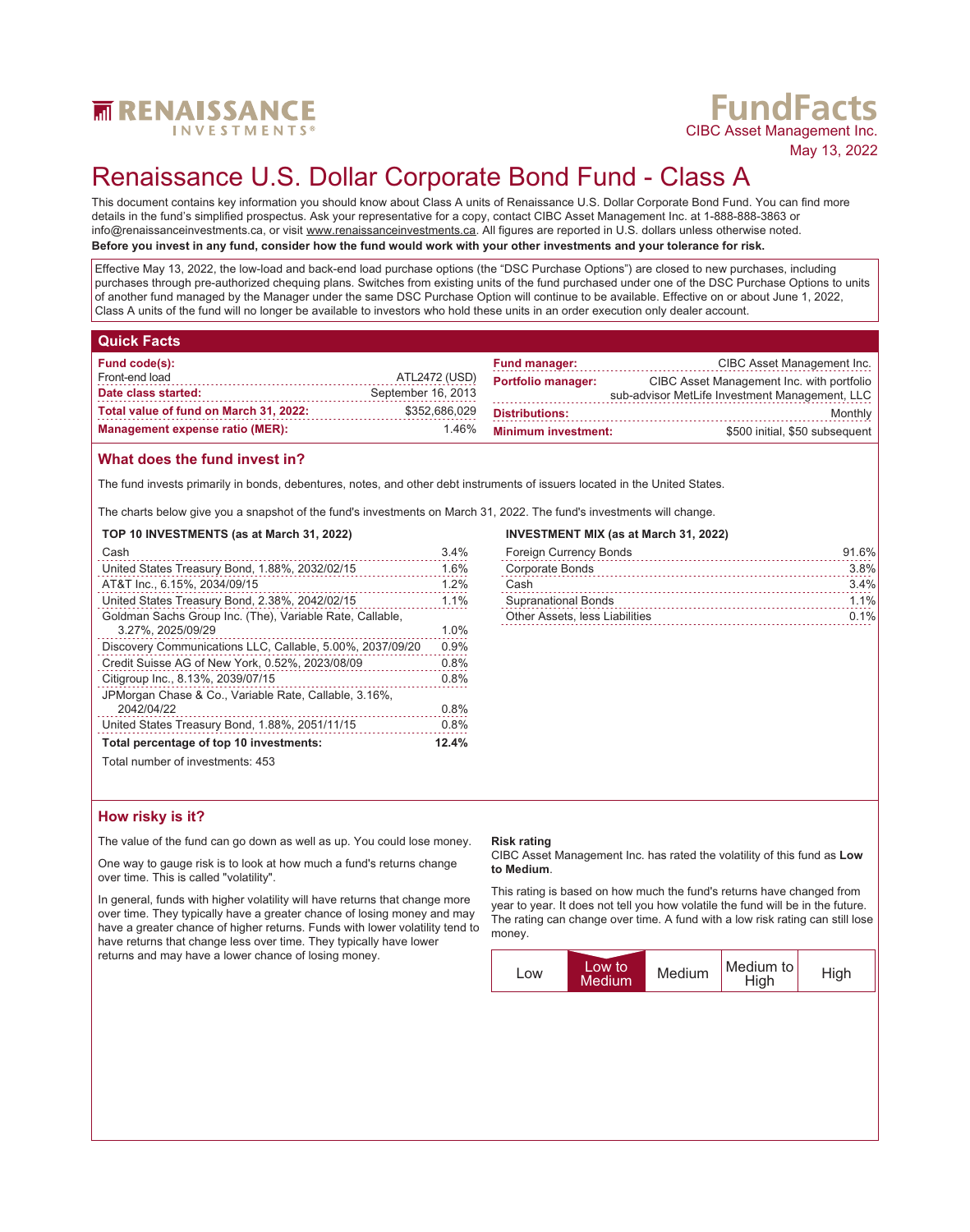RENAISSANCE INVESTMENTS®

**FundFacts**
CIBC Asset Management Inc.
May 13, 2022

# Renaissance U.S. Dollar Corporate Bond Fund - Class A

This document contains key information you should know about Class A units of Renaissance U.S. Dollar Corporate Bond Fund. You can find more details in the fund's simplified prospectus. Ask your representative for a copy, contact CIBC Asset Management Inc. at 1-888-888-3863 or info@renaissanceinvestments.ca, or visit www.renaissanceinvestments.ca. All figures are reported in U.S. dollars unless otherwise noted.

**Before you invest in any fund, consider how the fund would work with your other investments and your tolerance for risk.**

Effective May 13, 2022, the low-load and back-end load purchase options (the "DSC Purchase Options") are closed to new purchases, including purchases through pre-authorized chequing plans. Switches from existing units of the fund purchased under one of the DSC Purchase Options to units of another fund managed by the Manager under the same DSC Purchase Option will continue to be available. Effective on or about June 1, 2022, Class A units of the fund will no longer be available to investors who hold these units in an order execution only dealer account.

## Quick Facts

| | | | |
|---|---|---|---|
| **Fund code(s):** | | **Fund manager:** | CIBC Asset Management Inc. |
| Front-end load | ATL2472 (USD) | **Portfolio manager:** | CIBC Asset Management Inc. with portfolio sub-advisor MetLife Investment Management, LLC |
| **Date class started:** | September 16, 2013 | **Distributions:** | Monthly |
| **Total value of fund on March 31, 2022:** | $352,686,029 | **Minimum investment:** | $500 initial, $50 subsequent |
| **Management expense ratio (MER):** | 1.46% | | |

## What does the fund invest in?

The fund invests primarily in bonds, debentures, notes, and other debt instruments of issuers located in the United States.

The charts below give you a snapshot of the fund's investments on March 31, 2022. The fund's investments will change.

**TOP 10 INVESTMENTS (as at March 31, 2022)**

| | |
|---|---|
| Cash | 3.4% |
| United States Treasury Bond, 1.88%, 2032/02/15 | 1.6% |
| AT&T Inc., 6.15%, 2034/09/15 | 1.2% |
| United States Treasury Bond, 2.38%, 2042/02/15 | 1.1% |
| Goldman Sachs Group Inc. (The), Variable Rate, Callable, 3.27%, 2025/09/29 | 1.0% |
| Discovery Communications LLC, Callable, 5.00%, 2037/09/20 | 0.9% |
| Credit Suisse AG of New York, 0.52%, 2023/08/09 | 0.8% |
| Citigroup Inc., 8.13%, 2039/07/15 | 0.8% |
| JPMorgan Chase & Co., Variable Rate, Callable, 3.16%, 2042/04/22 | 0.8% |
| United States Treasury Bond, 1.88%, 2051/11/15 | 0.8% |
| **Total percentage of top 10 investments:** | **12.4%** |

Total number of investments: 453

**INVESTMENT MIX (as at March 31, 2022)**

| | |
|---|---|
| Foreign Currency Bonds | 91.6% |
| Corporate Bonds | 3.8% |
| Cash | 3.4% |
| Supranational Bonds | 1.1% |
| Other Assets, less Liabilities | 0.1% |

## How risky is it?

The value of the fund can go down as well as up. You could lose money.

One way to gauge risk is to look at how much a fund's returns change over time. This is called "volatility".

In general, funds with higher volatility will have returns that change more over time. They typically have a greater chance of losing money and may have a greater chance of higher returns. Funds with lower volatility tend to have returns that change less over time. They typically have lower returns and may have a lower chance of losing money.

**Risk rating**

CIBC Asset Management Inc. has rated the volatility of this fund as **Low to Medium**.

This rating is based on how much the fund's returns have changed from year to year. It does not tell you how volatile the fund will be in the future. The rating can change over time. A fund with a low risk rating can still lose money.

| Low | **Low to Medium** | Medium | Medium to High | High |
|---|---|---|---|---|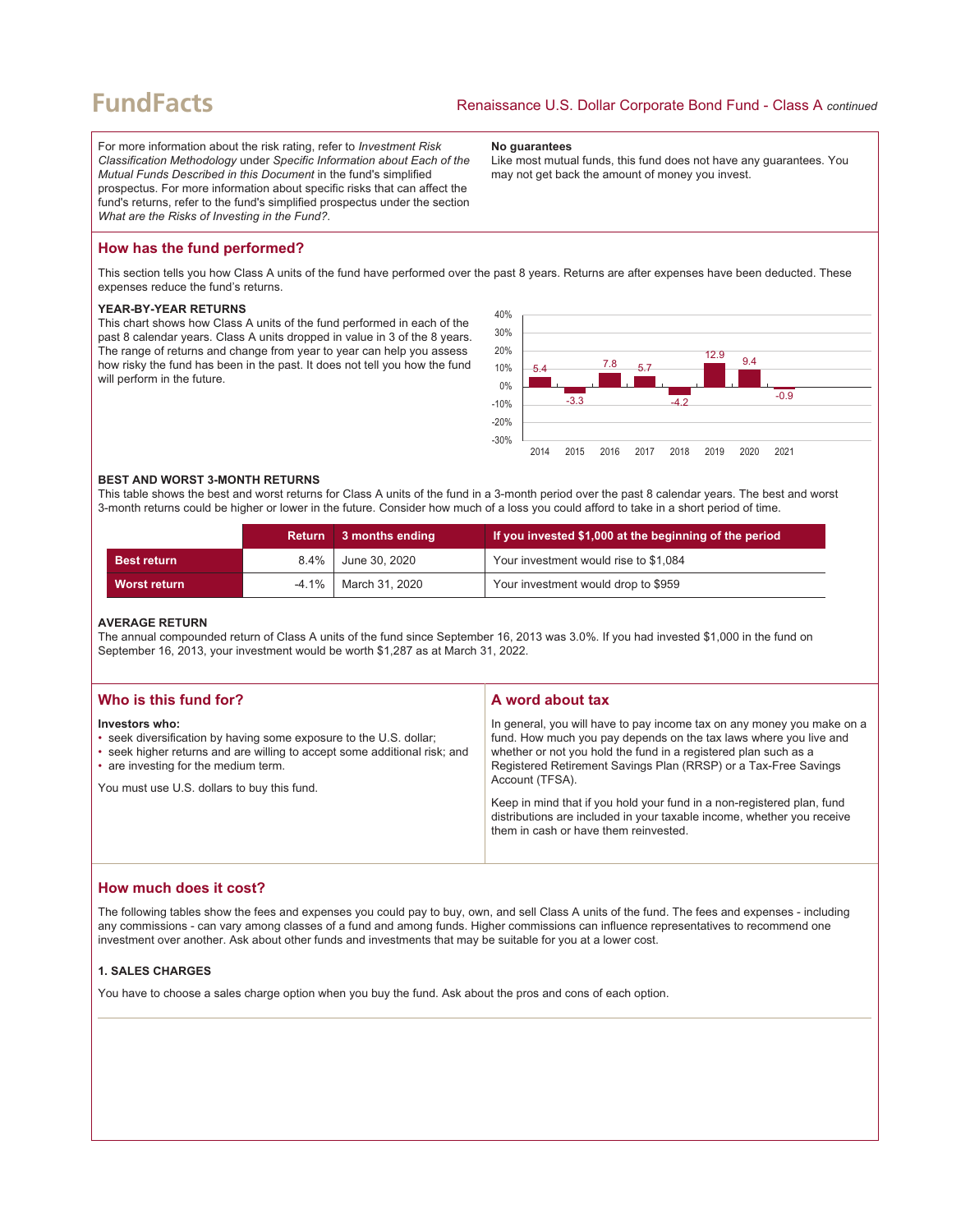For more information about the risk rating, refer to *Investment Risk Classification Methodology* under *Specific Information about Each of the Mutual Funds Described in this Document* in the fund's simplified prospectus. For more information about specific risks that can affect the fund's returns, refer to the fund's simplified prospectus under the section *What are the Risks of Investing in the Fund?*.

**No guarantees**

Like most mutual funds, this fund does not have any guarantees. You may not get back the amount of money you invest.

## How has the fund performed?

This section tells you how Class A units of the fund have performed over the past 8 years. Returns are after expenses have been deducted. These expenses reduce the fund's returns.

### YEAR-BY-YEAR RETURNS

This chart shows how Class A units of the fund performed in each of the past 8 calendar years. Class A units dropped in value in 3 of the 8 years. The range of returns and change from year to year can help you assess how risky the fund has been in the past. It does not tell you how the fund will perform in the future.

| Year | 2014 | 2015 | 2016 | 2017 | 2018 | 2019 | 2020 | 2021 |
|---|---|---|---|---|---|---|---|---|
| Return (%) | 5.4 | -3.3 | 7.8 | 5.7 | -4.2 | 12.9 | 9.4 | -0.9 |

### BEST AND WORST 3-MONTH RETURNS

This table shows the best and worst returns for Class A units of the fund in a 3-month period over the past 8 calendar years. The best and worst 3-month returns could be higher or lower in the future. Consider how much of a loss you could afford to take in a short period of time.

| | Return | 3 months ending | If you invested $1,000 at the beginning of the period |
|---|---|---|---|
| **Best return** | 8.4% | June 30, 2020 | Your investment would rise to $1,084 |
| **Worst return** | -4.1% | March 31, 2020 | Your investment would drop to $959 |

### AVERAGE RETURN

The annual compounded return of Class A units of the fund since September 16, 2013 was 3.0%. If you had invested $1,000 in the fund on September 16, 2013, your investment would be worth $1,287 as at March 31, 2022.

## Who is this fund for?

**Investors who:**

- seek diversification by having some exposure to the U.S. dollar;
- seek higher returns and are willing to accept some additional risk; and
- are investing for the medium term.

You must use U.S. dollars to buy this fund.

## A word about tax

In general, you will have to pay income tax on any money you make on a fund. How much you pay depends on the tax laws where you live and whether or not you hold the fund in a registered plan such as a Registered Retirement Savings Plan (RRSP) or a Tax-Free Savings Account (TFSA).

Keep in mind that if you hold your fund in a non-registered plan, fund distributions are included in your taxable income, whether you receive them in cash or have them reinvested.

## How much does it cost?

The following tables show the fees and expenses you could pay to buy, own, and sell Class A units of the fund. The fees and expenses - including any commissions - can vary among classes of a fund and among funds. Higher commissions can influence representatives to recommend one investment over another. Ask about other funds and investments that may be suitable for you at a lower cost.

### 1. SALES CHARGES

You have to choose a sales charge option when you buy the fund. Ask about the pros and cons of each option.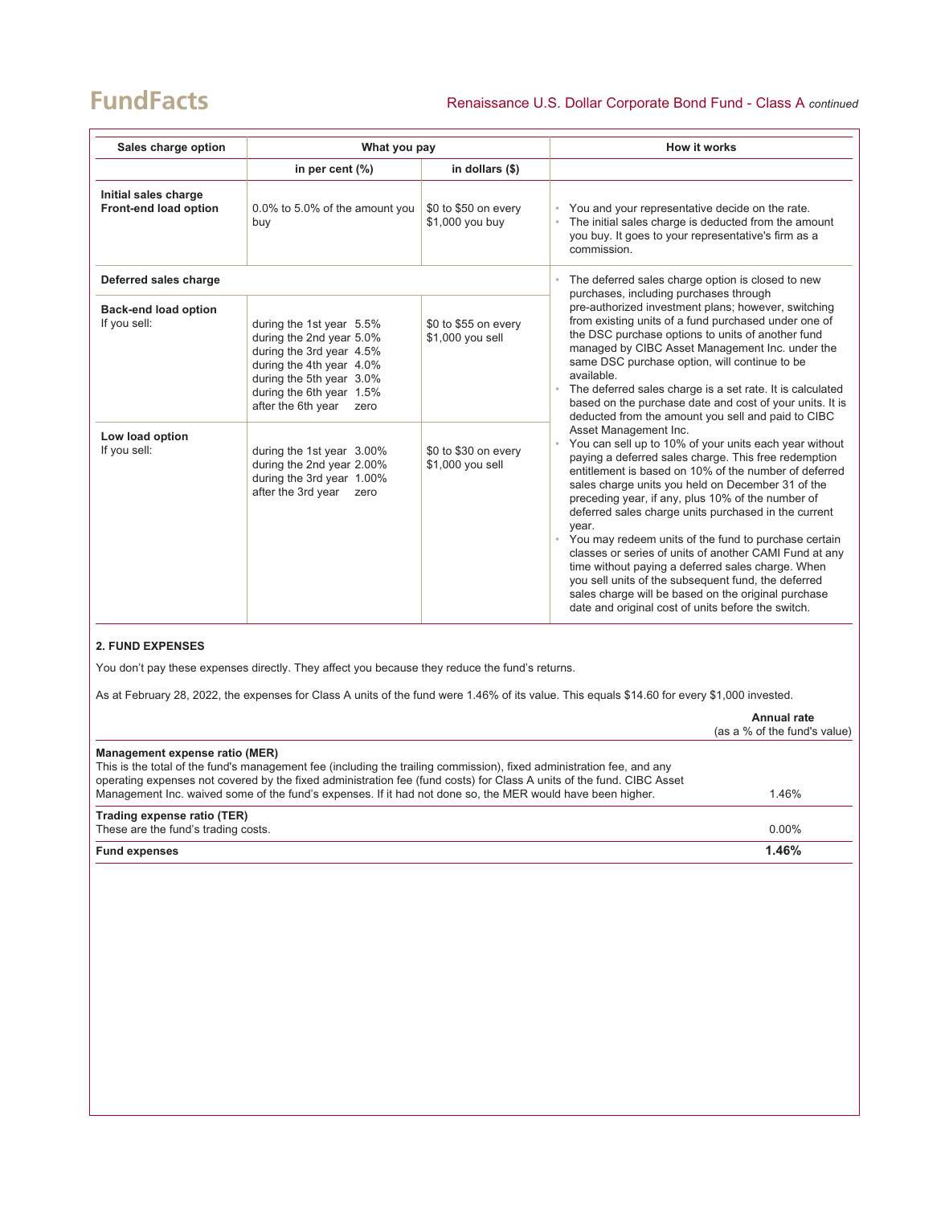| Sales charge option | What you pay | | How it works |
|---|---|---|---|
| | in per cent (%) | in dollars ($) | |
| **Initial sales charge**<br>**Front-end load option** | 0.0% to 5.0% of the amount you buy | $0 to $50 on every $1,000 you buy | • You and your representative decide on the rate.<br>• The initial sales charge is deducted from the amount you buy. It goes to your representative's firm as a commission. |
| **Deferred sales charge** | | | • The deferred sales charge option is closed to new purchases, including purchases through pre-authorized investment plans; however, switching from existing units of a fund purchased under one of the DSC purchase options to units of another fund managed by CIBC Asset Management Inc. under the same DSC purchase option, will continue to be available.<br>• The deferred sales charge is a set rate. It is calculated based on the purchase date and cost of your units. It is deducted from the amount you sell and paid to CIBC Asset Management Inc.<br>• You can sell up to 10% of your units each year without paying a deferred sales charge. This free redemption entitlement is based on 10% of the number of deferred sales charge units you held on December 31 of the preceding year, if any, plus 10% of the number of deferred sales charge units purchased in the current year.<br>• You may redeem units of the fund to purchase certain classes or series of units of another CAMI Fund at any time without paying a deferred sales charge. When you sell units of the subsequent fund, the deferred sales charge will be based on the original purchase date and original cost of units before the switch. |
| **Back-end load option**<br>If you sell: | during the 1st year 5.5%<br>during the 2nd year 5.0%<br>during the 3rd year 4.5%<br>during the 4th year 4.0%<br>during the 5th year 3.0%<br>during the 6th year 1.5%<br>after the 6th year zero | $0 to $55 on every $1,000 you sell | |
| **Low load option**<br>If you sell: | during the 1st year 3.00%<br>during the 2nd year 2.00%<br>during the 3rd year 1.00%<br>after the 3rd year zero | $0 to $30 on every $1,000 you sell | |

### 2. FUND EXPENSES

You don't pay these expenses directly. They affect you because they reduce the fund's returns.

As at February 28, 2022, the expenses for Class A units of the fund were 1.46% of its value. This equals $14.60 for every $1,000 invested.

| | Annual rate<br>(as a % of the fund's value) |
|---|---|
| **Management expense ratio (MER)**<br>This is the total of the fund's management fee (including the trailing commission), fixed administration fee, and any operating expenses not covered by the fixed administration fee (fund costs) for Class A units of the fund. CIBC Asset Management Inc. waived some of the fund's expenses. If it had not done so, the MER would have been higher. | 1.46% |
| **Trading expense ratio (TER)**<br>These are the fund's trading costs. | 0.00% |
| **Fund expenses** | **1.46%** |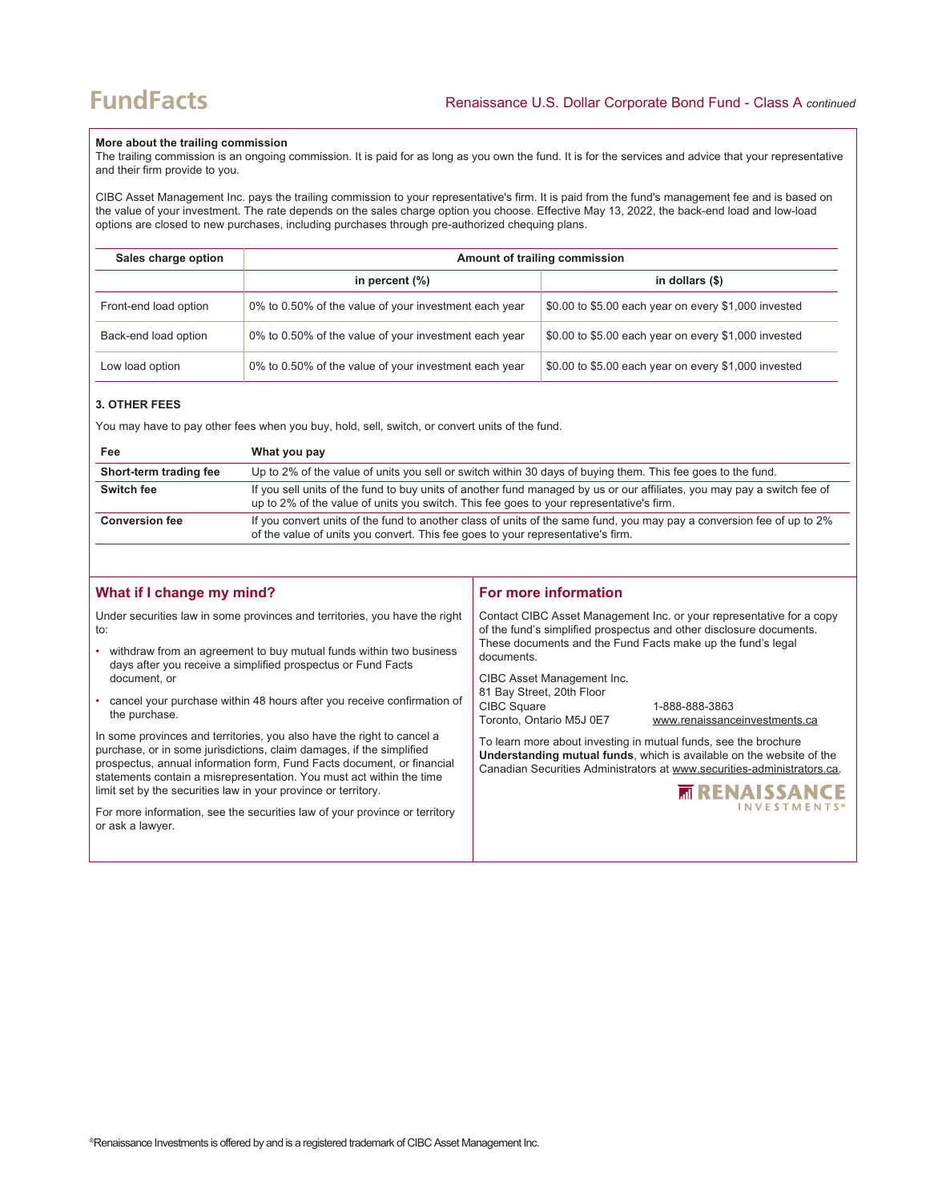#### More about the trailing commission

The trailing commission is an ongoing commission. It is paid for as long as you own the fund. It is for the services and advice that your representative and their firm provide to you.

CIBC Asset Management Inc. pays the trailing commission to your representative's firm. It is paid from the fund's management fee and is based on the value of your investment. The rate depends on the sales charge option you choose. Effective May 13, 2022, the back-end load and low-load options are closed to new purchases, including purchases through pre-authorized chequing plans.

| Sales charge option | Amount of trailing commission | |
|---|---|---|
| | in percent (%) | in dollars ($) |
| Front-end load option | 0% to 0.50% of the value of your investment each year | $0.00 to $5.00 each year on every $1,000 invested |
| Back-end load option | 0% to 0.50% of the value of your investment each year | $0.00 to $5.00 each year on every $1,000 invested |
| Low load option | 0% to 0.50% of the value of your investment each year | $0.00 to $5.00 each year on every $1,000 invested |

### 3. OTHER FEES

You may have to pay other fees when you buy, hold, sell, switch, or convert units of the fund.

| Fee | What you pay |
|---|---|
| **Short-term trading fee** | Up to 2% of the value of units you sell or switch within 30 days of buying them. This fee goes to the fund. |
| **Switch fee** | If you sell units of the fund to buy units of another fund managed by us or our affiliates, you may pay a switch fee of up to 2% of the value of units you switch. This fee goes to your representative's firm. |
| **Conversion fee** | If you convert units of the fund to another class of units of the same fund, you may pay a conversion fee of up to 2% of the value of units you convert. This fee goes to your representative's firm. |

## What if I change my mind?

Under securities law in some provinces and territories, you have the right to:

- withdraw from an agreement to buy mutual funds within two business days after you receive a simplified prospectus or Fund Facts document, or
- cancel your purchase within 48 hours after you receive confirmation of the purchase.

In some provinces and territories, you also have the right to cancel a purchase, or in some jurisdictions, claim damages, if the simplified prospectus, annual information form, Fund Facts document, or financial statements contain a misrepresentation. You must act within the time limit set by the securities law in your province or territory.

For more information, see the securities law of your province or territory or ask a lawyer.

## For more information

Contact CIBC Asset Management Inc. or your representative for a copy of the fund's simplified prospectus and other disclosure documents. These documents and the Fund Facts make up the fund's legal documents.

CIBC Asset Management Inc.
81 Bay Street, 20th Floor
CIBC Square
Toronto, Ontario M5J 0E7

1-888-888-3863
www.renaissanceinvestments.ca

To learn more about investing in mutual funds, see the brochure **Understanding mutual funds**, which is available on the website of the Canadian Securities Administrators at www.securities-administrators.ca.

RENAISSANCE INVESTMENTS®

®Renaissance Investments is offered by and is a registered trademark of CIBC Asset Management Inc.